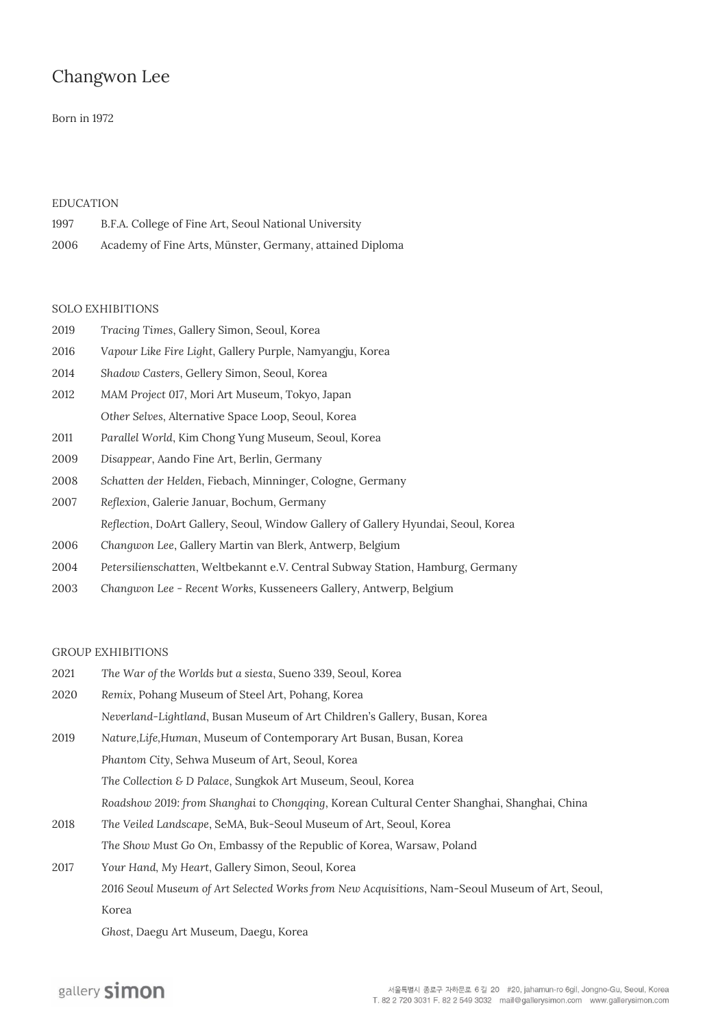# Changwon Lee

Born in 1972

## EDUCATION

1997 B.F.A. College of Fine Art, Seoul National University

2006 Academy of Fine Arts, Münster, Germany, attained Diploma

## SOLO EXHIBITIONS

2019 *Tracing Times*, Gallery Simon, Seoul, Korea

2016 V*apour Like Fire Light*, Gallery Purple, Namyangju, Korea

2014 *Shadow Casters*, Gellery Simon, Seoul, Korea

2012 *MAM Project* 017, Mori Art Museum, Tokyo, Japan

*Other Selves*, Alternative Space Loop, Seoul, Korea

2011 *Parallel World*, Kim Chong Yung Museum, Seoul, Korea

2009 *Disappear*, Aando Fine Art, Berlin, Germany

2008 *Schatten der Helden*, Fiebach, Minninger, Cologne, Germany

2007 *Reflexion*, Galerie Januar, Bochum, Germany

*Reflection*, DoArt Gallery, Seoul, Window Gallery of Gallery Hyundai, Seoul, Korea

2006 *Changwon Lee*, Gallery Martin van Blerk, Antwerp, Belgium

2004 *Petersilienschatten*, Weltbekannt e.V. Central Subway Station, Hamburg, Germany

2003 *Changwon Lee - Recent Works*, Kusseneers Gallery, Antwerp, Belgium

## GROUP EXHIBITIONS

2021 *The War of the Worlds but a siesta*, Sueno 339, Seoul, Korea

2020 *Remix*, Pohang Museum of Steel Art, Pohang, Korea

*Neverland-Lightland*, Busan Museum of Art Children's Gallery, Busan, Korea

2019 *Nature,Life,Human*, Museum of Contemporary Art Busan, Busan, Korea

*Phantom City*, Sehwa Museum of Art, Seoul, Korea

*The Collection & D Palace*, Sungkok Art Museum, Seoul, Korea

*Roadshow 2019: from Shanghai to Chongqing*, Korean Cultural Center Shanghai, Shanghai, China

2018 *The Veiled Landscape*, SeMA, Buk-Seoul Museum of Art, Seoul, Korea

*The Show Must Go On*, Embassy of the Republic of Korea, Warsaw, Poland

2017 *Your Hand, My Heart*, Gallery Simon, Seoul, Korea

*2016 Seoul Museum of Art Selected Works from New Acquisitions*, Nam-Seoul Museum of Art, Seoul, Korea

*Ghost*, Daegu Art Museum, Daegu, Korea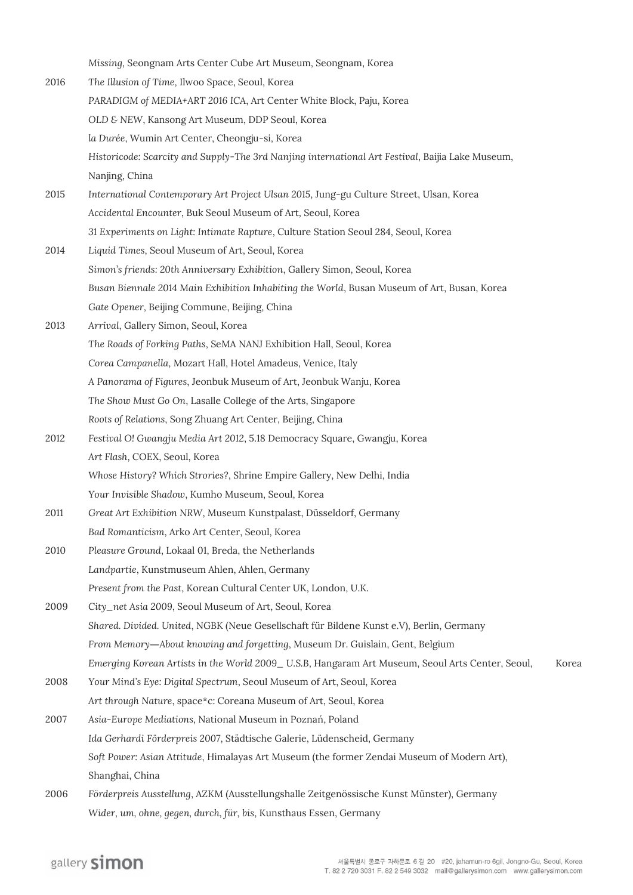*Missing*, Seongnam Arts Center Cube Art Museum, Seongnam, Korea

2016 *The Illusion of Time*, Ilwoo Space, Seoul, Korea
*PARADIGM of MEDIA+ART 2016 ICA*, Art Center White Block, Paju, Korea
*OLD & NEW*, Kansong Art Museum, DDP Seoul, Korea
*la Durée*, Wumin Art Center, Cheongju-si, Korea
*Historicode: Scarcity and Supply-The 3rd Nanjing international Art Festival*, Baijia Lake Museum, Nanjing, China

2015 *International Contemporary Art Project Ulsan 2015*, Jung-gu Culture Street, Ulsan, Korea
*Accidental Encounter*, Buk Seoul Museum of Art, Seoul, Korea
*31 Experiments on Light: Intimate Rapture*, Culture Station Seoul 284, Seoul, Korea

2014 *Liquid Times*, Seoul Museum of Art, Seoul, Korea
*Simon's friends: 20th Anniversary Exhibition*, Gallery Simon, Seoul, Korea
*Busan Biennale 2014 Main Exhibition Inhabiting the World*, Busan Museum of Art, Busan, Korea
*Gate Opener*, Beijing Commune, Beijing, China

2013 *Arrival*, Gallery Simon, Seoul, Korea
*The Roads of Forking Paths*, SeMA NANJ Exhibition Hall, Seoul, Korea
*Corea Campanella*, Mozart Hall, Hotel Amadeus, Venice, Italy
*A Panorama of Figures*, Jeonbuk Museum of Art, Jeonbuk Wanju, Korea
*The Show Must Go On*, Lasalle College of the Arts, Singapore
*Roots of Relations*, Song Zhuang Art Center, Beijing, China

2012 *Festival O! Gwangju Media Art 2012*, 5.18 Democracy Square, Gwangju, Korea
*Art Flash*, COEX, Seoul, Korea
*Whose History? Which Strories?*, Shrine Empire Gallery, New Delhi, India
*Your Invisible Shadow*, Kumho Museum, Seoul, Korea

2011 *Great Art Exhibition NRW*, Museum Kunstpalast, Düsseldorf, Germany
*Bad Romanticism*, Arko Art Center, Seoul, Korea

2010 *Pleasure Ground*, Lokaal 01, Breda, the Netherlands
*Landpartie*, Kunstmuseum Ahlen, Ahlen, Germany
*Present from the Past*, Korean Cultural Center UK, London, U.K.

2009 *City_net Asia 2009*, Seoul Museum of Art, Seoul, Korea
*Shared. Divided. United*, NGBK (Neue Gesellschaft für Bildene Kunst e.V), Berlin, Germany
*From Memory—About knowing and forgetting*, Museum Dr. Guislain, Gent, Belgium
*Emerging Korean Artists in the World 2009_ U.S.B*, Hangaram Art Museum, Seoul Arts Center, Seoul, Korea

2008 *Your Mind's Eye: Digital Spectrum*, Seoul Museum of Art, Seoul, Korea
*Art through Nature*, space*c: Coreana Museum of Art, Seoul, Korea

2007 *Asia-Europe Mediations*, National Museum in Poznań, Poland
*Ida Gerhardi Förderpreis 2007*, Städtische Galerie, Lüdenscheid, Germany
*Soft Power: Asian Attitude*, Himalayas Art Museum (the former Zendai Museum of Modern Art), Shanghai, China

2006 *Förderpreis Ausstellung*, AZKM (Ausstellungshalle Zeitgenössische Kunst Münster), Germany
*Wider, um, ohne, gegen, durch, für, bis*, Kunsthaus Essen, Germany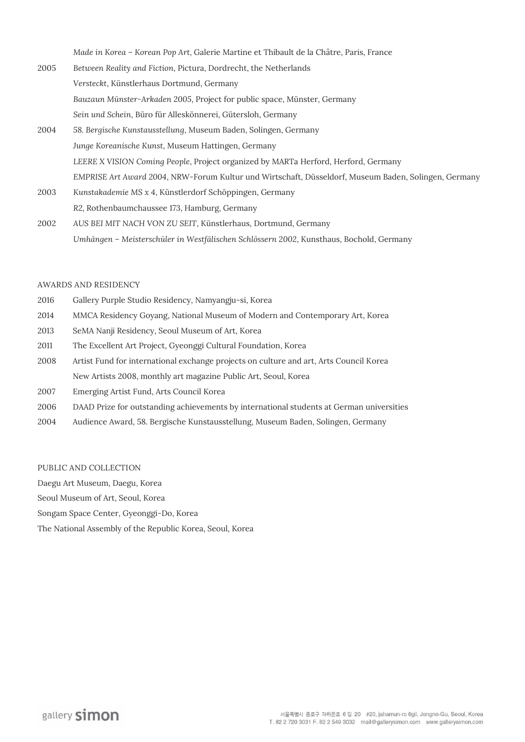*Made in Korea – Korean Pop Art*, Galerie Martine et Thibault de la Châtre, Paris, France

2005 *Between Reality and Fiction*, Pictura, Dordrecht, the Netherlands

*Versteckt*, Künstlerhaus Dortmund, Germany

*Bauzaun Münster-Arkaden 2005*, Project for public space, Münster, Germany

*Sein und Schein*, Büro für Alleskönnerei, Gütersloh, Germany

2004 *58. Bergische Kunstausstellung*, Museum Baden, Solingen, Germany

*Junge Koreanische Kunst*, Museum Hattingen, Germany

*LEERE X VISION Coming People*, Project organized by MARTa Herford, Herford, Germany

*EMPRISE Art Award* 2004, NRW-Forum Kultur und Wirtschaft, Düsseldorf, Museum Baden, Solingen, Germany

2003 *Kunstakademie MS x 4*, Künstlerdorf Schöppingen, Germany

*R2*, Rothenbaumchaussee 173, Hamburg, Germany

2002 *AUS BEI MIT NACH VON ZU SEIT*, Künstlerhaus, Dortmund, Germany

*Umhängen – Meisterschüler in Westfälischen Schlössern 2002*, Kunsthaus, Bochold, Germany

AWARDS AND RESIDENCY

2016 Gallery Purple Studio Residency, Namyangju-si, Korea

2014 MMCA Residency Goyang, National Museum of Modern and Contemporary Art, Korea

2013 SeMA Nanji Residency, Seoul Museum of Art, Korea

2011 The Excellent Art Project, Gyeonggi Cultural Foundation, Korea

2008 Artist Fund for international exchange projects on culture and art, Arts Council Korea

New Artists 2008, monthly art magazine Public Art, Seoul, Korea

2007 Emerging Artist Fund, Arts Council Korea

2006 DAAD Prize for outstanding achievements by international students at German universities

2004 Audience Award, 58. Bergische Kunstausstellung, Museum Baden, Solingen, Germany

PUBLIC AND COLLECTION

Daegu Art Museum, Daegu, Korea

Seoul Museum of Art, Seoul, Korea

Songam Space Center, Gyeonggi-Do, Korea

The National Assembly of the Republic Korea, Seoul, Korea